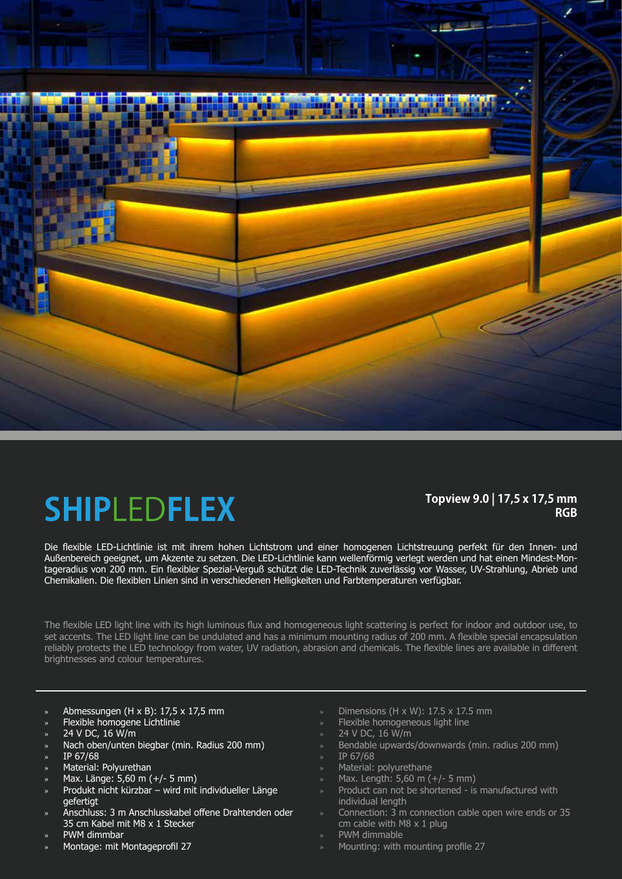# SHIPLEDFLEX

**Topview 9.0 | 17,5 x 17,5 mm**
**RGB**

Die flexible LED-Lichtlinie ist mit ihrem hohen Lichtstrom und einer homogenen Lichtstreuung perfekt für den Innen- und Außenbereich geeignet, um Akzente zu setzen. Die LED-Lichtlinie kann wellenförmig verlegt werden und hat einen Mindest-Montageradius von 200 mm. Ein flexibler Spezial-Verguß schützt die LED-Technik zuverlässig vor Wasser, UV-Strahlung, Abrieb und Chemikalien. Die flexiblen Linien sind in verschiedenen Helligkeiten und Farbtemperaturen verfügbar.

The flexible LED light line with its high luminous flux and homogeneous light scattering is perfect for indoor and outdoor use, to set accents. The LED light line can be undulated and has a minimum mounting radius of 200 mm. A flexible special encapsulation reliably protects the LED technology from water, UV radiation, abrasion and chemicals. The flexible lines are available in different brightnesses and colour temperatures.

- Abmessungen (H x B): 17,5 x 17,5 mm
- Flexible homogene Lichtlinie
- 24 V DC, 16 W/m
- Nach oben/unten biegbar (min. Radius 200 mm)
- IP 67/68
- Material: Polyurethan
- Max. Länge: 5,60 m (+/- 5 mm)
- Produkt nicht kürzbar – wird mit individueller Länge gefertigt
- Anschluss: 3 m Anschlusskabel offene Drahtenden oder 35 cm Kabel mit M8 x 1 Stecker
- PWM dimmbar
- Montage: mit Montageprofil 27

- Dimensions (H x W): 17.5 x 17.5 mm
- Flexible homogeneous light line
- 24 V DC, 16 W/m
- Bendable upwards/downwards (min. radius 200 mm)
- IP 67/68
- Material: polyurethane
- Max. Length: 5,60 m (+/- 5 mm)
- Product can not be shortened - is manufactured with individual length
- Connection: 3 m connection cable open wire ends or 35 cm cable with M8 x 1 plug
- PWM dimmable
- Mounting: with mounting profile 27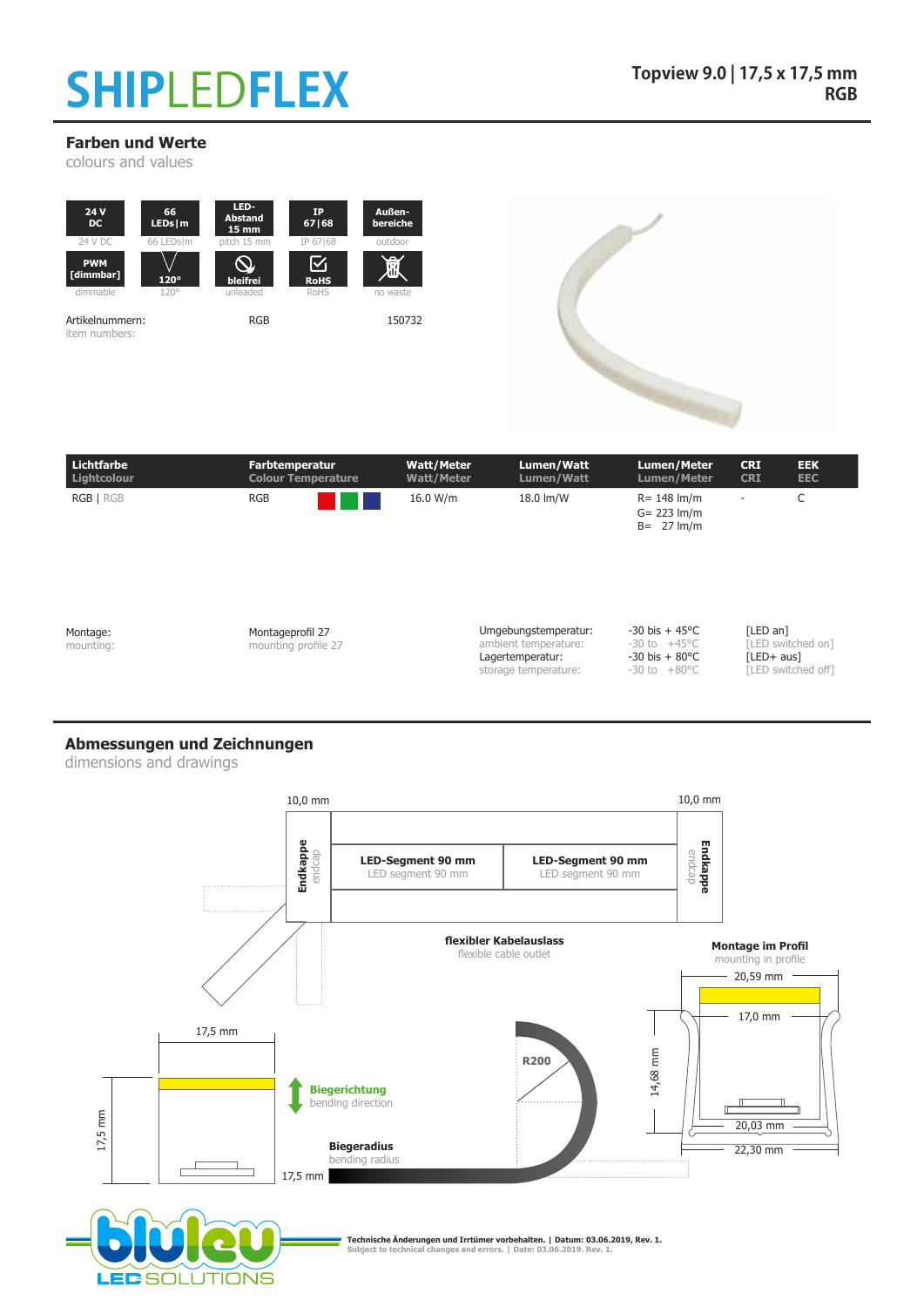# SHIPLEDFLEX

**Topview 9.0 | 17,5 x 17,5 mm**
**RGB**

## Farben und Werte
colours and values

| | | | | |
|---|---|---|---|---|
| **24 V DC** 24 V DC | **66 LEDs \| m** 66 LEDs\|m | **LED-Abstand 15 mm** pitch 15 mm | **IP 67 \| 68** IP 67\|68 | **Außen-bereiche** outdoor |
| **PWM [dimmbar]** dimmable | **120°** 120° | **bleifrei** unleaded | **RoHS** RoHS | no waste |

Artikelnummern: / item numbers: RGB 150732

| Lichtfarbe Lightcolour | Farbtemperatur Colour Temperature | Watt/Meter Watt/Meter | Lumen/Watt Lumen/Watt | Lumen/Meter Lumen/Meter | CRI CRI | EEK EEC |
|---|---|---|---|---|---|---|
| RGB \| RGB | RGB | 16.0 W/m | 18.0 lm/W | R= 148 lm/m<br>G= 223 lm/m<br>B= 27 lm/m | - | C |

Montage: / mounting: Montageprofil 27 / mounting profile 27

Umgebungstemperatur: / ambient temperature: -30 bis + 45°C / -30 to +45°C [LED an] / [LED switched on]

Lagertemperatur: / storage temperature: -30 bis + 80°C / -30 to +80°C [LED+ aus] / [LED switched off]

## Abmessungen und Zeichnungen
dimensions and drawings

10,0 mm
10,0 mm
**Endkappe** endcap
**LED-Segment 90 mm** LED segment 90 mm
**LED-Segment 90 mm** LED segment 90 mm
**Endkappe** endcap
**flexibler Kabelauslass** flexible cable outlet
**Montage im Profil** mounting in profile
20,59 mm
17,0 mm
14,68 mm
20,03 mm
22,30 mm
17,5 mm
17,5 mm
17,5 mm
**Biegerichtung** bending direction
**Biegeradius** bending radius
R200

**Technische Änderungen und Irrtümer vorbehalten. | Datum: 03.06.2019, Rev. 1.**
Subject to technical changes and errors. | Date: 03.06.2019. Rev. 1.